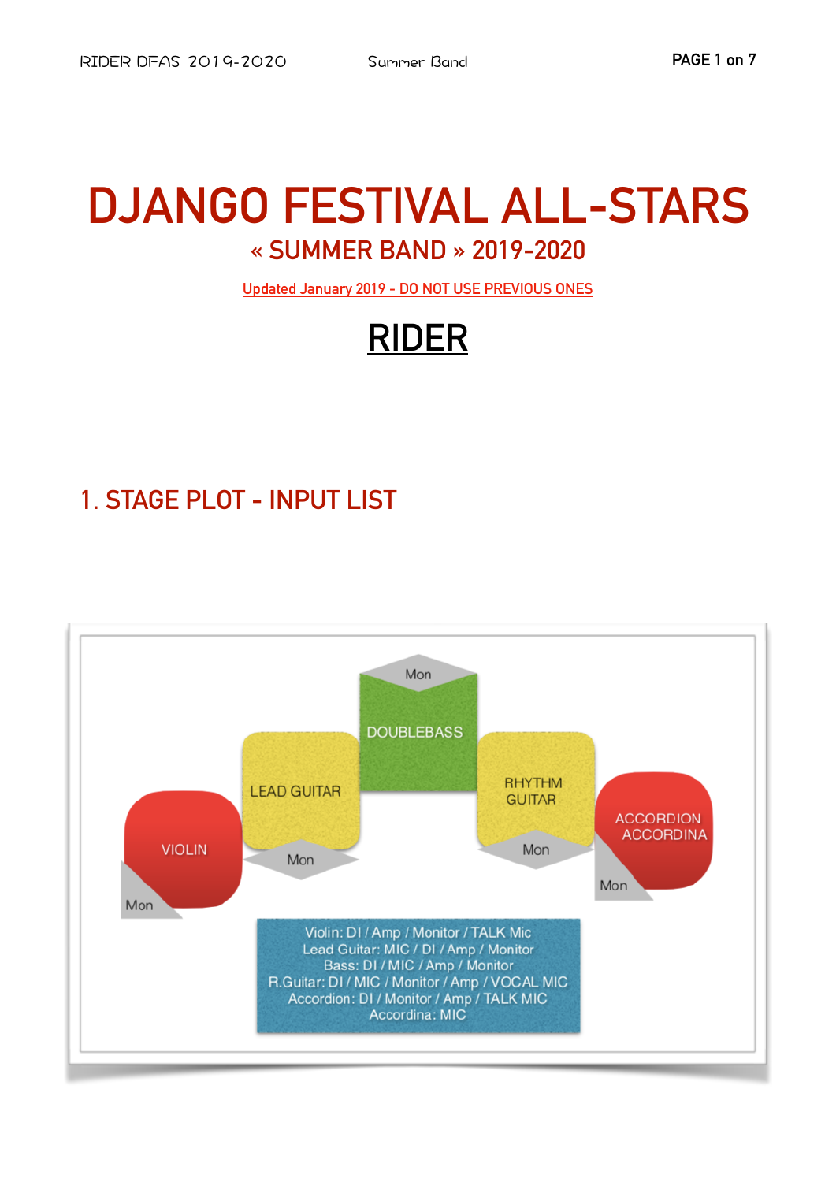# DJANGO FESTIVAL ALL-STARS

## « SUMMER BAND » 2019-2020

Updated January 2019 - DO NOT USE PREVIOUS ONES

# RIDER

## 1. STAGE PLOT - INPUT LIST

Mon

DOUBLEBASS

LEAD GUITAR

RHYTHM GUITAR

VIOLIN

ACCORDION ACCORDINA

Mon

Mon

Mon

Mon

Violin: DI / Amp / Monitor / TALK Mic
Lead Guitar: MIC / DI / Amp / Monitor
Bass: DI / MIC / Amp / Monitor
R.Guitar: DI / MIC / Monitor / Amp / VOCAL MIC
Accordion: DI / Monitor / Amp / TALK MIC
Accordina: MIC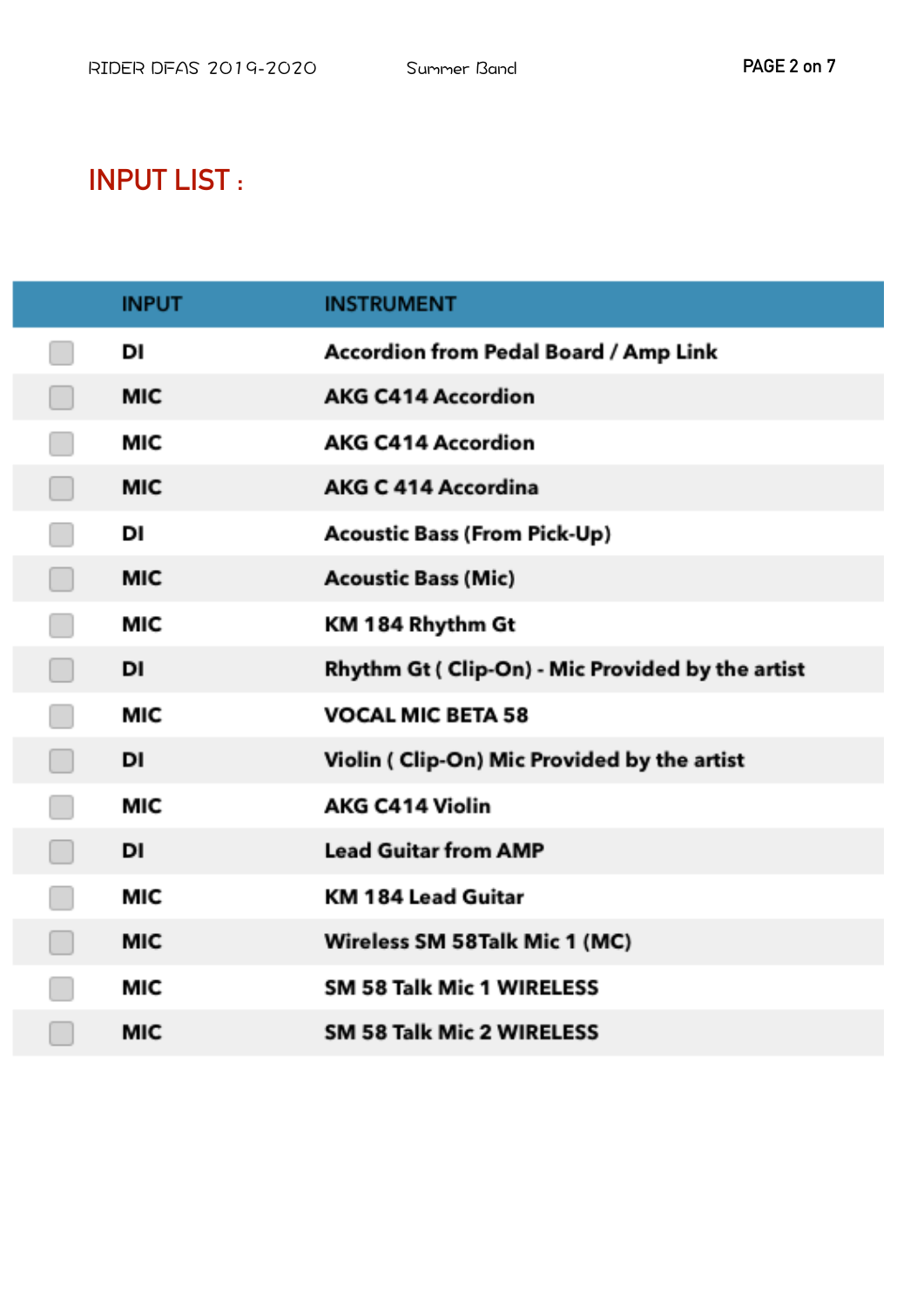# INPUT LIST :

| | INPUT | INSTRUMENT |
|---|---|---|
| ☐ | DI | Accordion from Pedal Board / Amp Link |
| ☐ | MIC | AKG C414 Accordion |
| ☐ | MIC | AKG C414 Accordion |
| ☐ | MIC | AKG C 414 Accordina |
| ☐ | DI | Acoustic Bass (From Pick-Up) |
| ☐ | MIC | Acoustic Bass (Mic) |
| ☐ | MIC | KM 184 Rhythm Gt |
| ☐ | DI | Rhythm Gt ( Clip-On) - Mic Provided by the artist |
| ☐ | MIC | VOCAL MIC BETA 58 |
| ☐ | DI | Violin ( Clip-On) Mic Provided by the artist |
| ☐ | MIC | AKG C414 Violin |
| ☐ | DI | Lead Guitar from AMP |
| ☐ | MIC | KM 184 Lead Guitar |
| ☐ | MIC | Wireless SM 58Talk Mic 1 (MC) |
| ☐ | MIC | SM 58 Talk Mic 1 WIRELESS |
| ☐ | MIC | SM 58 Talk Mic 2 WIRELESS |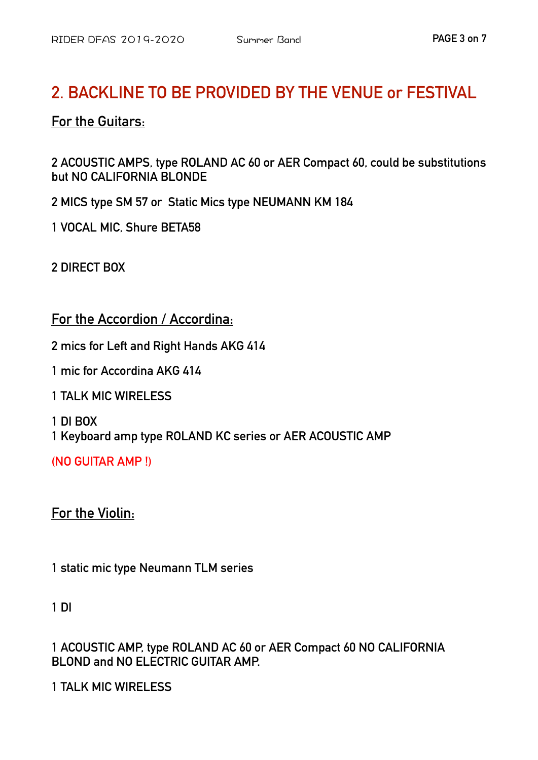## 2. BACKLINE TO BE PROVIDED BY THE VENUE or FESTIVAL

### For the Guitars:

**2 ACOUSTIC AMPS, type ROLAND AC 60 or AER Compact 60, could be substitutions but NO CALIFORNIA BLONDE**

**2 MICS type SM 57 or Static Mics type NEUMANN KM 184**

**1 VOCAL MIC, Shure BETA58**

**2 DIRECT BOX**

### For the Accordion / Accordina:

**2 mics for Left and Right Hands AKG 414**

**1 mic for Accordina AKG 414**

**1 TALK MIC WIRELESS**

**1 DI BOX**
**1 Keyboard amp type ROLAND KC series or AER ACOUSTIC AMP**

**(NO GUITAR AMP !)**

### For the Violin:

**1 static mic type Neumann TLM series**

**1 DI**

**1 ACOUSTIC AMP, type ROLAND AC 60 or AER Compact 60 NO CALIFORNIA BLOND and NO ELECTRIC GUITAR AMP.**

**1 TALK MIC WIRELESS**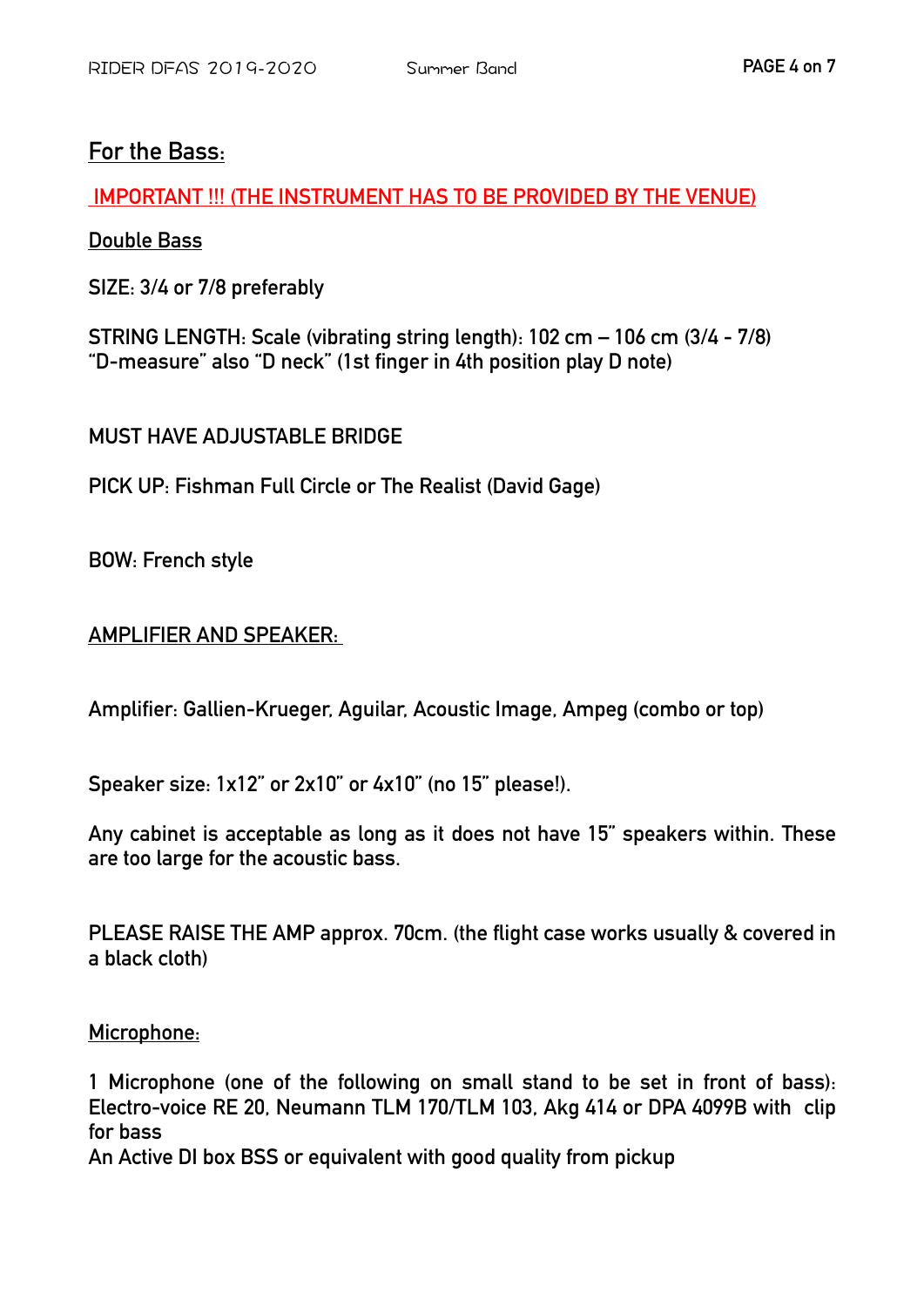## For the Bass:

**IMPORTANT !!! (THE INSTRUMENT HAS TO BE PROVIDED BY THE VENUE)**

**Double Bass**

**SIZE: 3/4 or 7/8 preferably**

**STRING LENGTH: Scale (vibrating string length): 102 cm – 106 cm (3/4 - 7/8) "D-measure" also "D neck" (1st finger in 4th position play D note)**

**MUST HAVE ADJUSTABLE BRIDGE**

**PICK UP: Fishman Full Circle or The Realist (David Gage)**

**BOW: French style**

## AMPLIFIER AND SPEAKER:

**Amplifier: Gallien-Krueger, Aguilar, Acoustic Image, Ampeg (combo or top)**

**Speaker size: 1x12" or 2x10" or 4x10" (no 15" please!).**

**Any cabinet is acceptable as long as it does not have 15" speakers within. These are too large for the acoustic bass.**

**PLEASE RAISE THE AMP approx. 70cm. (the flight case works usually & covered in a black cloth)**

## Microphone:

**1 Microphone (one of the following on small stand to be set in front of bass): Electro-voice RE 20, Neumann TLM 170/TLM 103, Akg 414 or DPA 4099B with clip for bass**
**An Active DI box BSS or equivalent with good quality from pickup**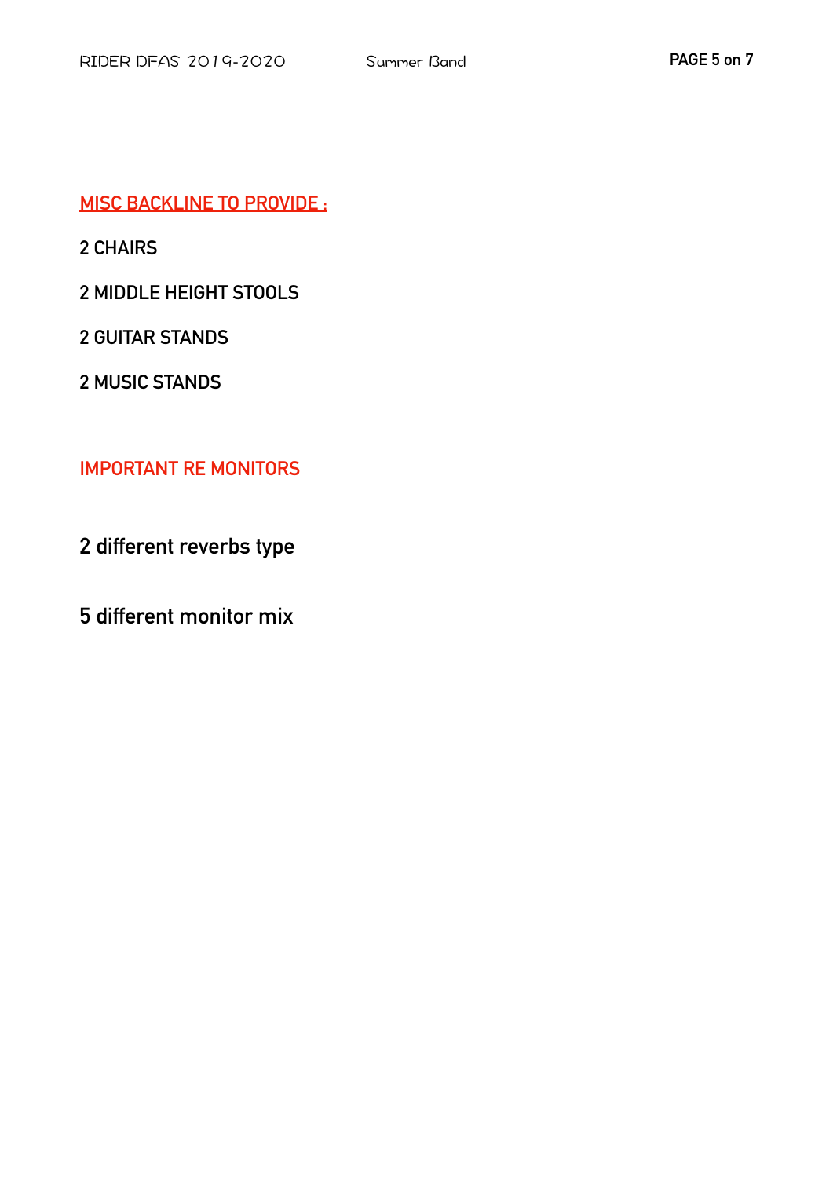## MISC BACKLINE TO PROVIDE :

2 CHAIRS

2 MIDDLE HEIGHT STOOLS

2 GUITAR STANDS

2 MUSIC STANDS

## IMPORTANT RE MONITORS

**2 different reverbs type**

**5 different monitor mix**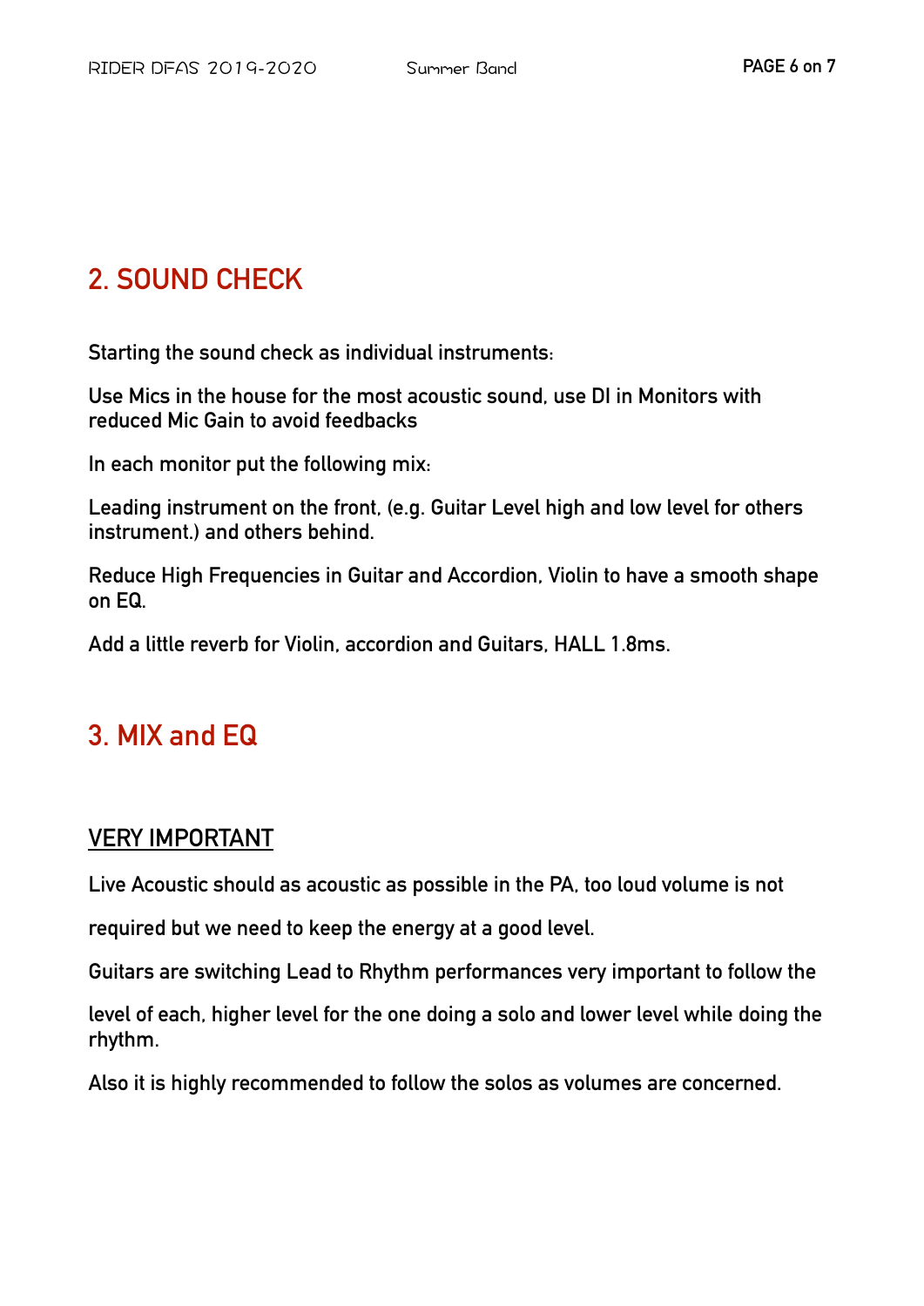## 2. SOUND CHECK

Starting the sound check as individual instruments:

Use Mics in the house for the most acoustic sound, use DI in Monitors with reduced Mic Gain to avoid feedbacks

In each monitor put the following mix:

Leading instrument on the front, (e.g. Guitar Level high and low level for others instrument.) and others behind.

Reduce High Frequencies in Guitar and Accordion, Violin to have a smooth shape on EQ.

Add a little reverb for Violin, accordion and Guitars, HALL 1.8ms.

## 3. MIX and EQ

### VERY IMPORTANT

Live Acoustic should as acoustic as possible in the PA, too loud volume is not

required but we need to keep the energy at a good level.

Guitars are switching Lead to Rhythm performances very important to follow the

level of each, higher level for the one doing a solo and lower level while doing the rhythm.

Also it is highly recommended to follow the solos as volumes are concerned.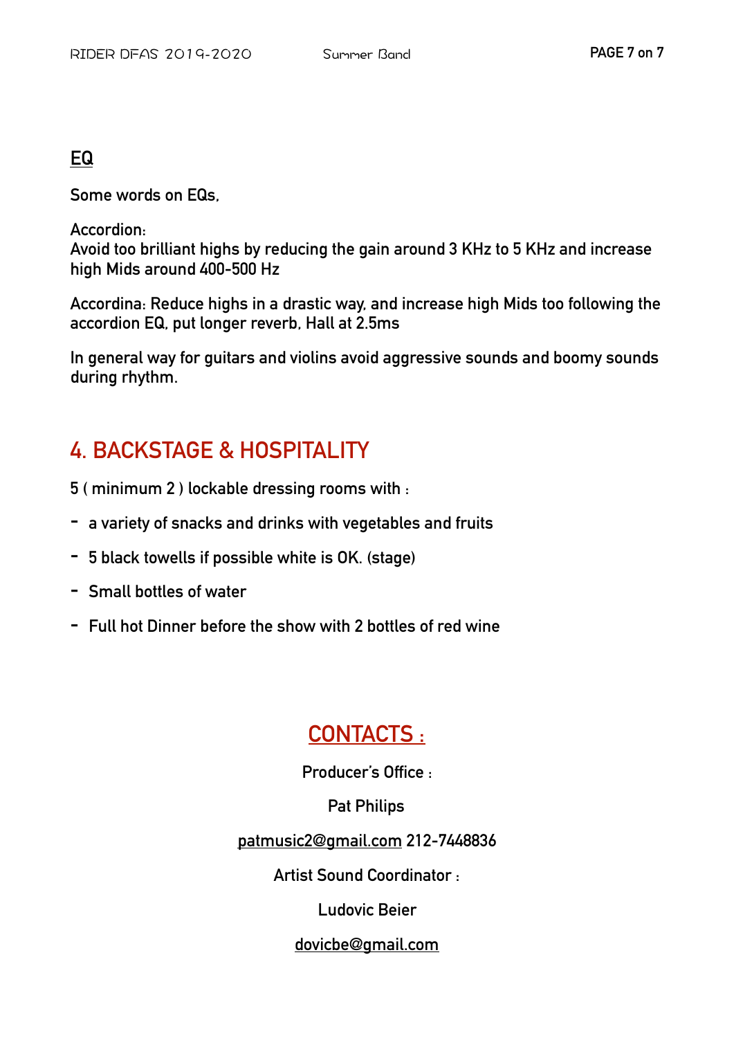## EQ

Some words on EQs,

Accordion:
Avoid too brilliant highs by reducing the gain around 3 KHz to 5 KHz and increase high Mids around 400-500 Hz

Accordina: Reduce highs in a drastic way, and increase high Mids too following the accordion EQ, put longer reverb, Hall at 2.5ms

In general way for guitars and violins avoid aggressive sounds and boomy sounds during rhythm.

# 4. BACKSTAGE & HOSPITALITY

5 ( minimum 2 ) lockable dressing rooms with :

- a variety of snacks and drinks with vegetables and fruits
- 5 black towells if possible white is OK. (stage)
- Small bottles of water
- Full hot Dinner before the show with 2 bottles of red wine

## CONTACTS :

Producer's Office :

Pat Philips

patmusic2@gmail.com 212-7448836

Artist Sound Coordinator :

Ludovic Beier

dovicbe@gmail.com